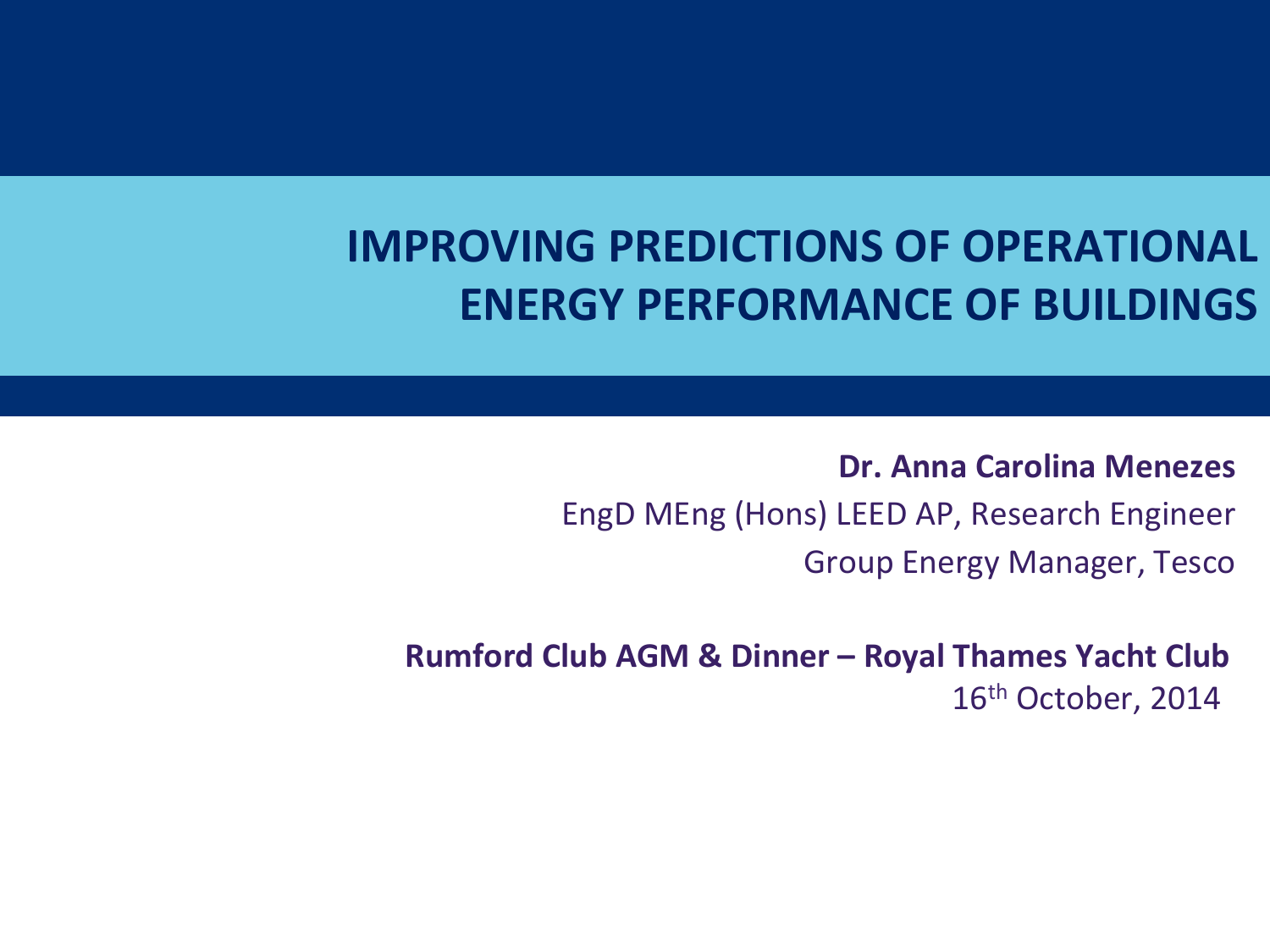# IMPROVING PREDICTIONS OF OPERATIONAL ENERGY PERFORMANCE OF BUILDINGS

**Dr. Anna Carolina Menezes**

EngD MEng (Hons) LEED AP, Research Engineer

Group Energy Manager, Tesco

**Rumford Club AGM & Dinner – Royal Thames Yacht Club**

16th October, 2014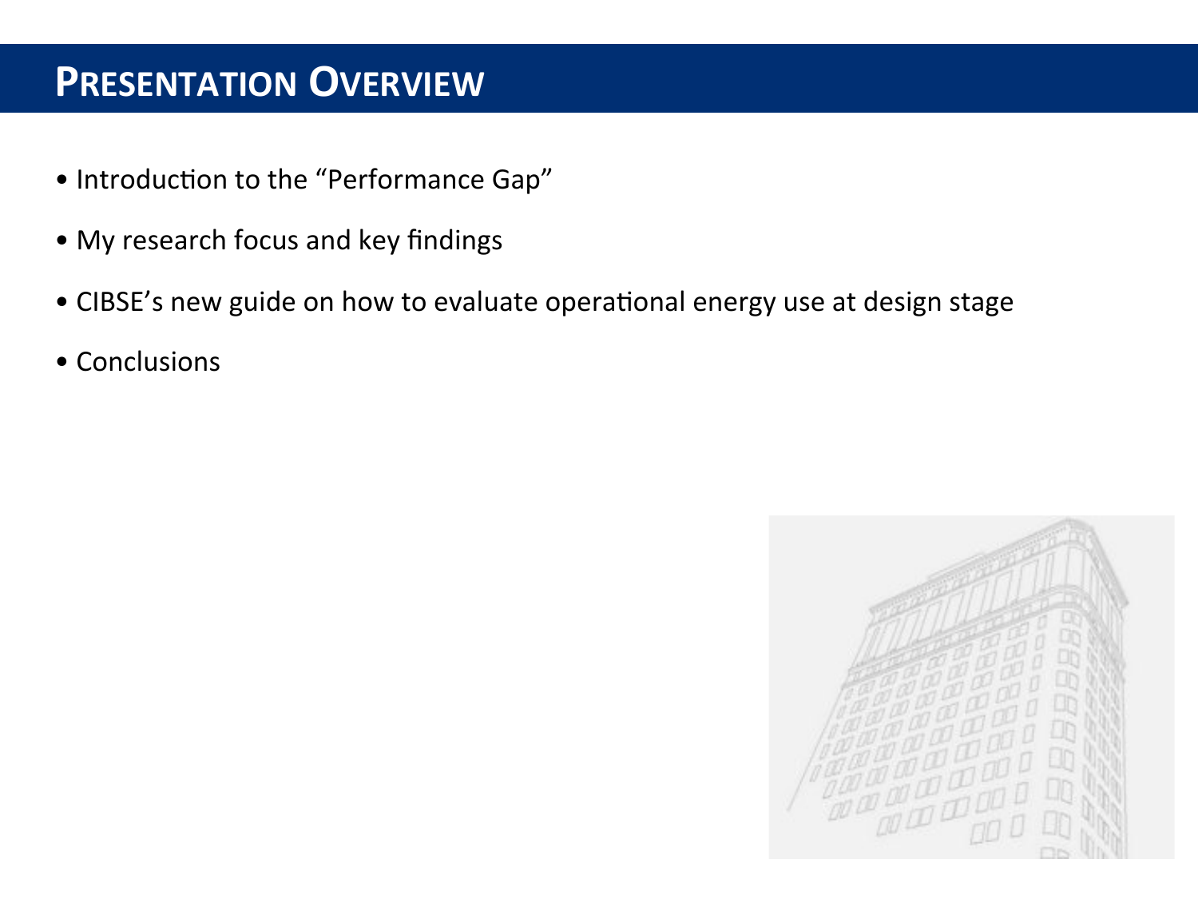# Presentation Overview

- Introduction to the "Performance Gap"
- My research focus and key findings
- CIBSE's new guide on how to evaluate operational energy use at design stage
- Conclusions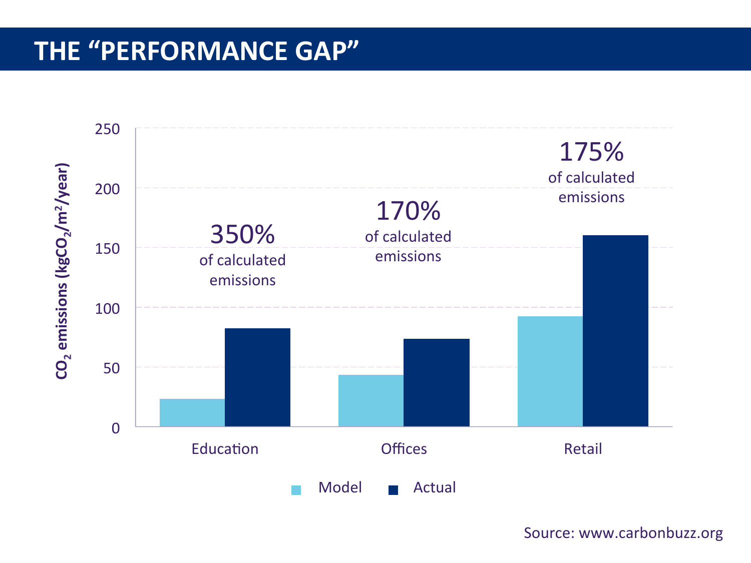# THE "PERFORMANCE GAP"

CO$_2$ emissions (kgCO$_2$/m$^2$/year)

250

200

150

100

50

0

350%
of calculated emissions

170%
of calculated emissions

175%
of calculated emissions

Education

Offices

Retail

Model

Actual

Source: www.carbonbuzz.org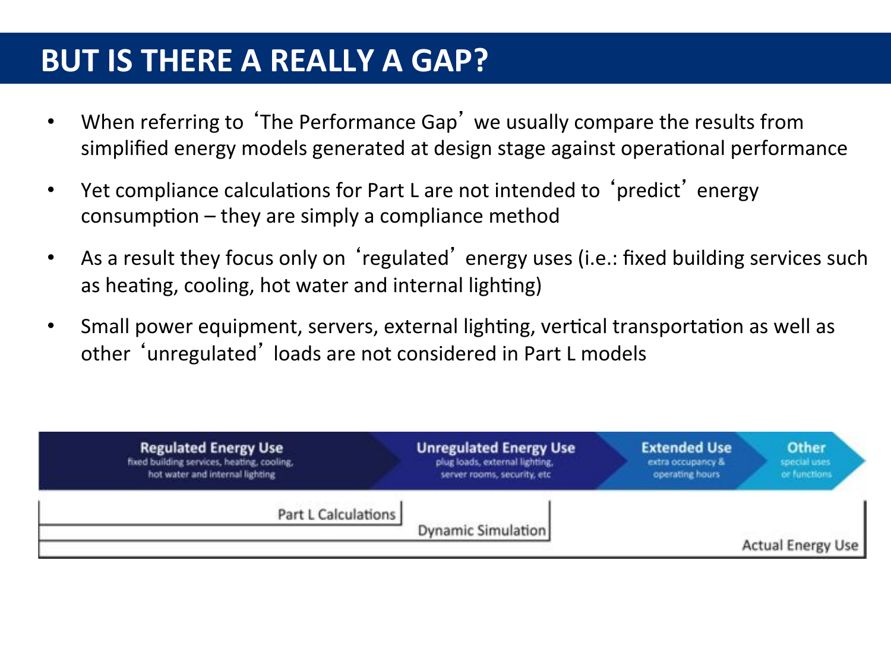# BUT IS THERE A REALLY A GAP?

- When referring to 'The Performance Gap' we usually compare the results from simplified energy models generated at design stage against operational performance
- Yet compliance calculations for Part L are not intended to 'predict' energy consumption – they are simply a compliance method
- As a result they focus only on 'regulated' energy uses (i.e.: fixed building services such as heating, cooling, hot water and internal lighting)
- Small power equipment, servers, external lighting, vertical transportation as well as other 'unregulated' loads are not considered in Part L models

**Regulated Energy Use**
fixed building services, heating, cooling, hot water and internal lighting

**Unregulated Energy Use**
plug loads, external lighting, server rooms, security, etc

**Extended Use**
extra occupancy & operating hours

**Other**
special uses or functions

Part L Calculations

Dynamic Simulation

Actual Energy Use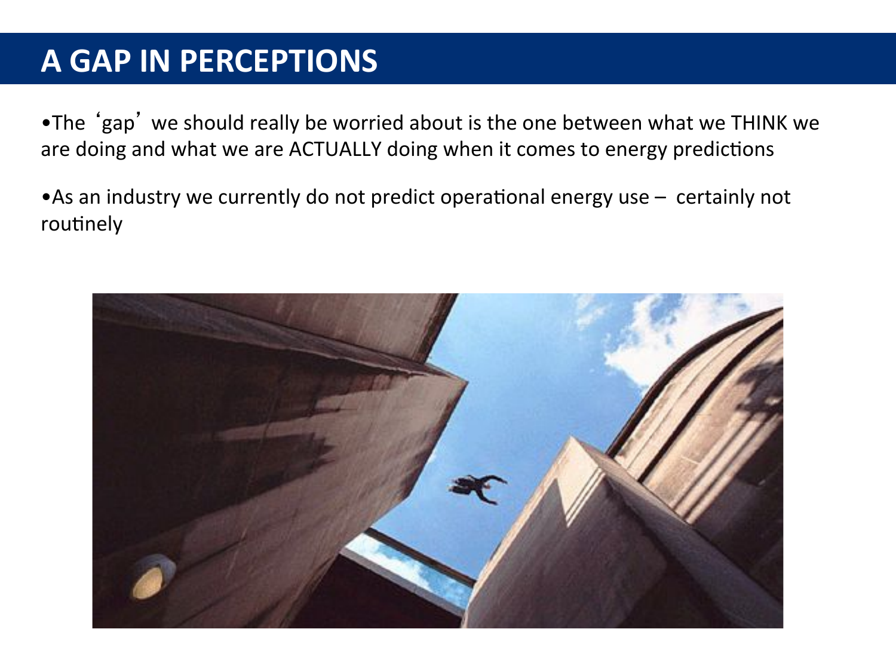# A GAP IN PERCEPTIONS

- The 'gap' we should really be worried about is the one between what we THINK we are doing and what we are ACTUALLY doing when it comes to energy predictions

- As an industry we currently do not predict operational energy use – certainly not routinely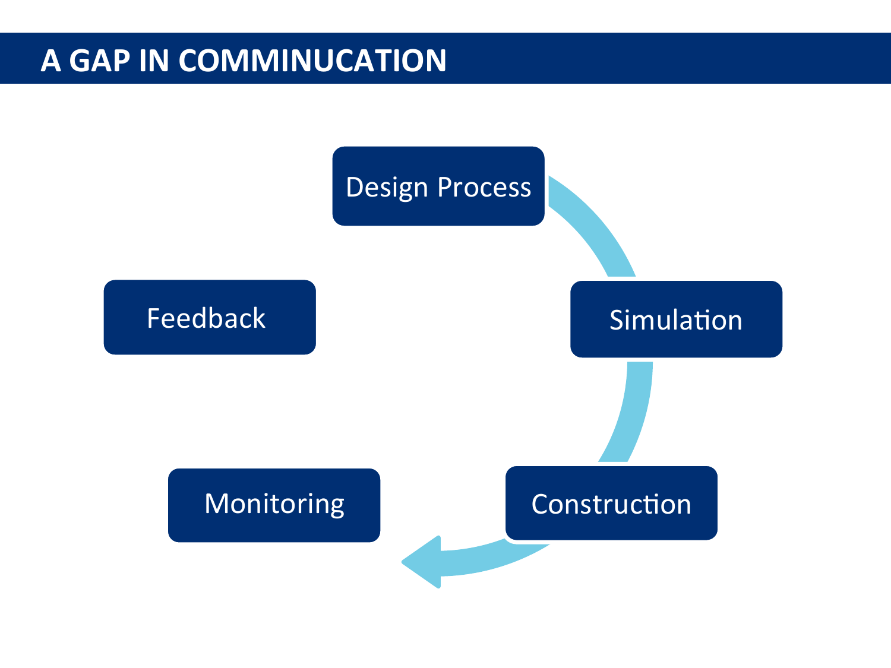## A GAP IN COMMINUCATION

- Design Process
- Simulation
- Construction
- Monitoring
- Feedback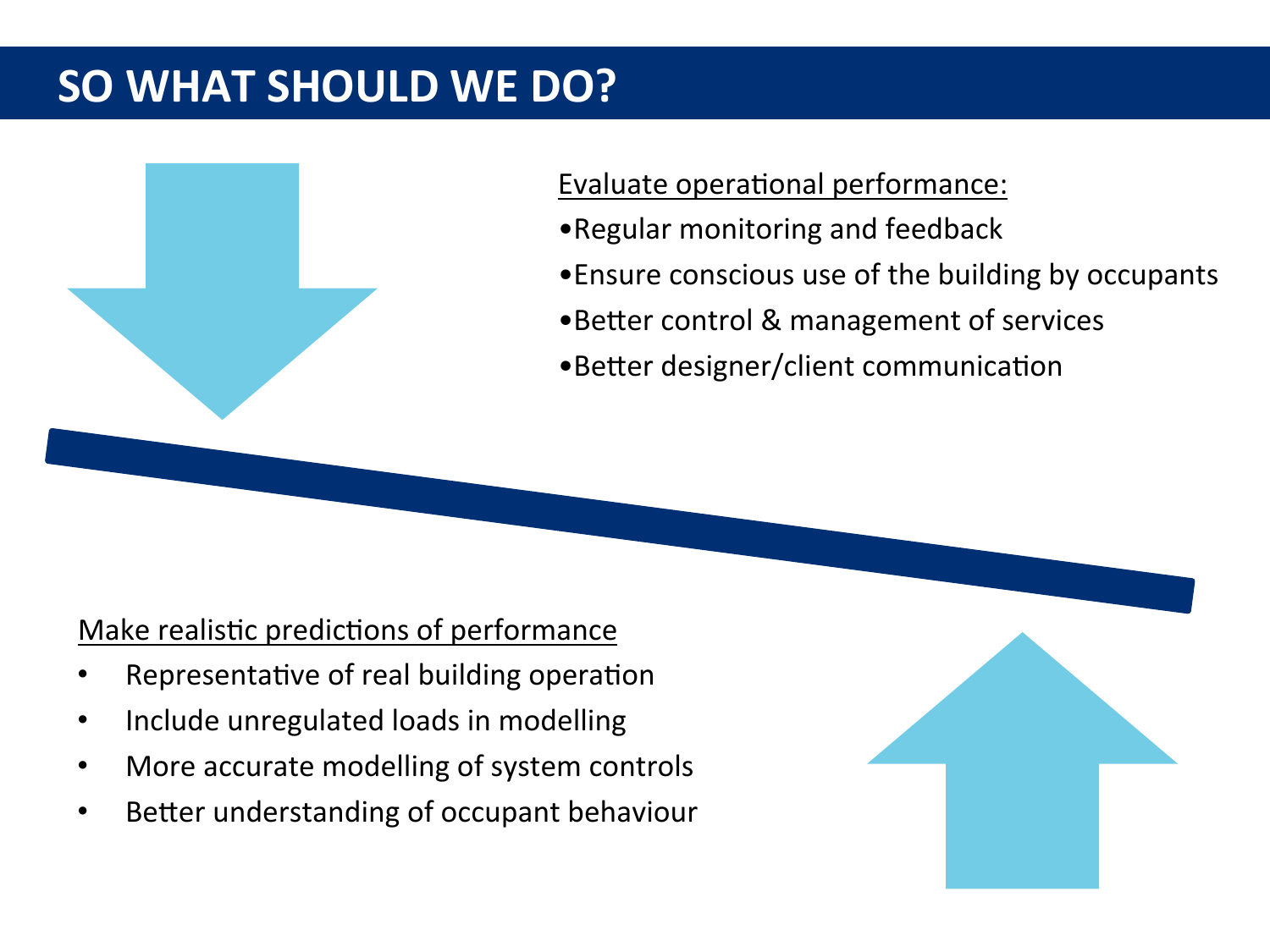# SO WHAT SHOULD WE DO?

Evaluate operational performance:

- Regular monitoring and feedback
- Ensure conscious use of the building by occupants
- Better control & management of services
- Better designer/client communication

Make realistic predictions of performance

- Representative of real building operation
- Include unregulated loads in modelling
- More accurate modelling of system controls
- Better understanding of occupant behaviour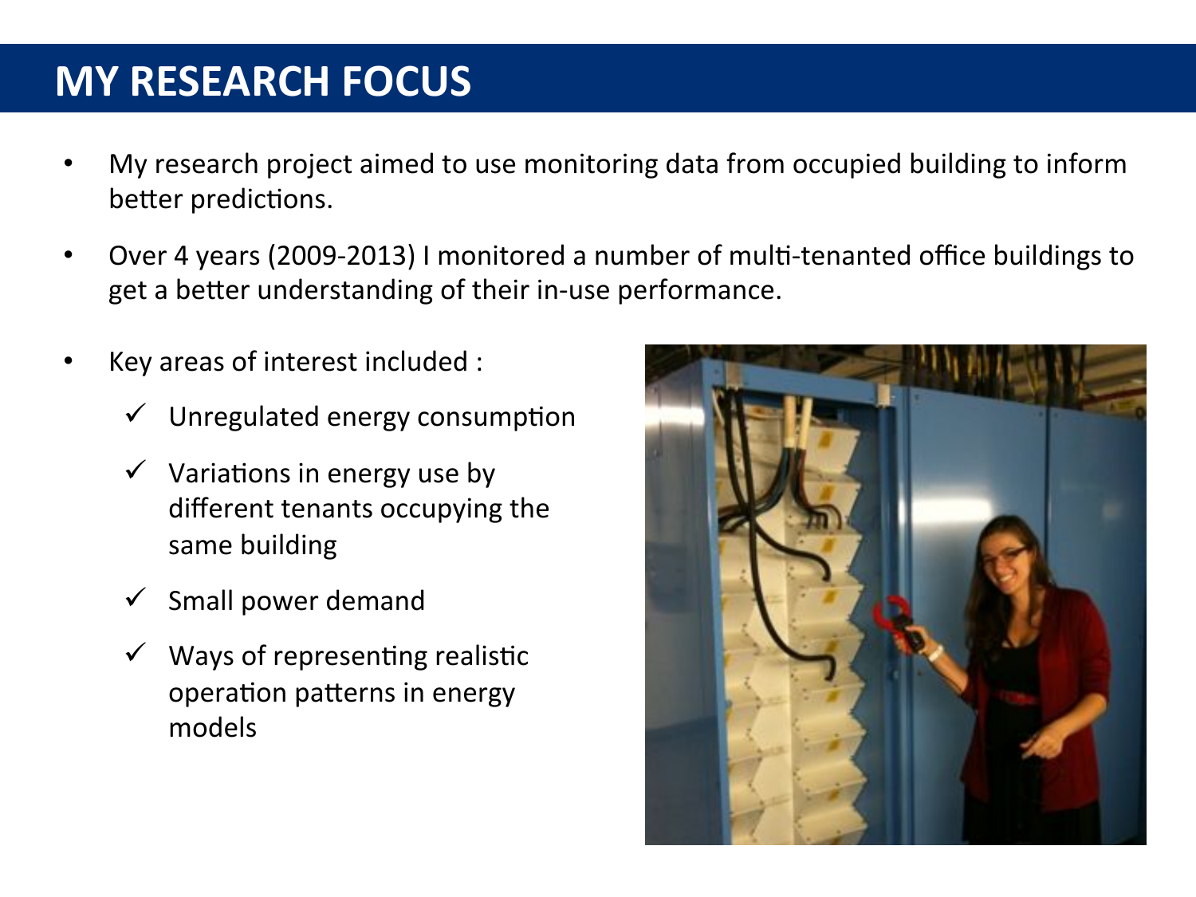# MY RESEARCH FOCUS

- My research project aimed to use monitoring data from occupied building to inform better predictions.
- Over 4 years (2009-2013) I monitored a number of multi-tenanted office buildings to get a better understanding of their in-use performance.
- Key areas of interest included :
  - ✓ Unregulated energy consumption
  - ✓ Variations in energy use by different tenants occupying the same building
  - ✓ Small power demand
  - ✓ Ways of representing realistic operation patterns in energy models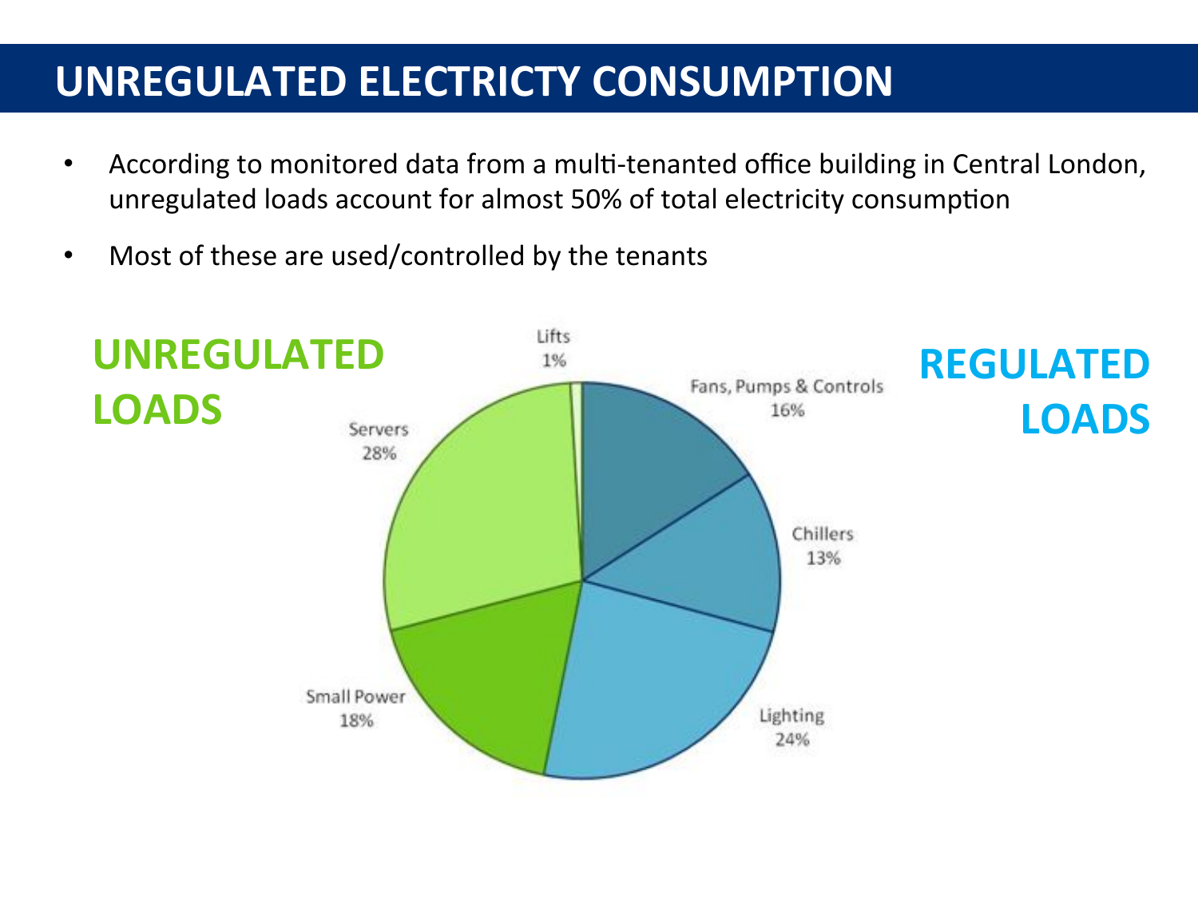# UNREGULATED ELECTRICTY CONSUMPTION

- According to monitored data from a multi-tenanted office building in Central London, unregulated loads account for almost 50% of total electricity consumption
- Most of these are used/controlled by the tenants

**UNREGULATED LOADS**

**REGULATED LOADS**

Lifts 1%

Fans, Pumps & Controls 16%

Servers 28%

Chillers 13%

Small Power 18%

Lighting 24%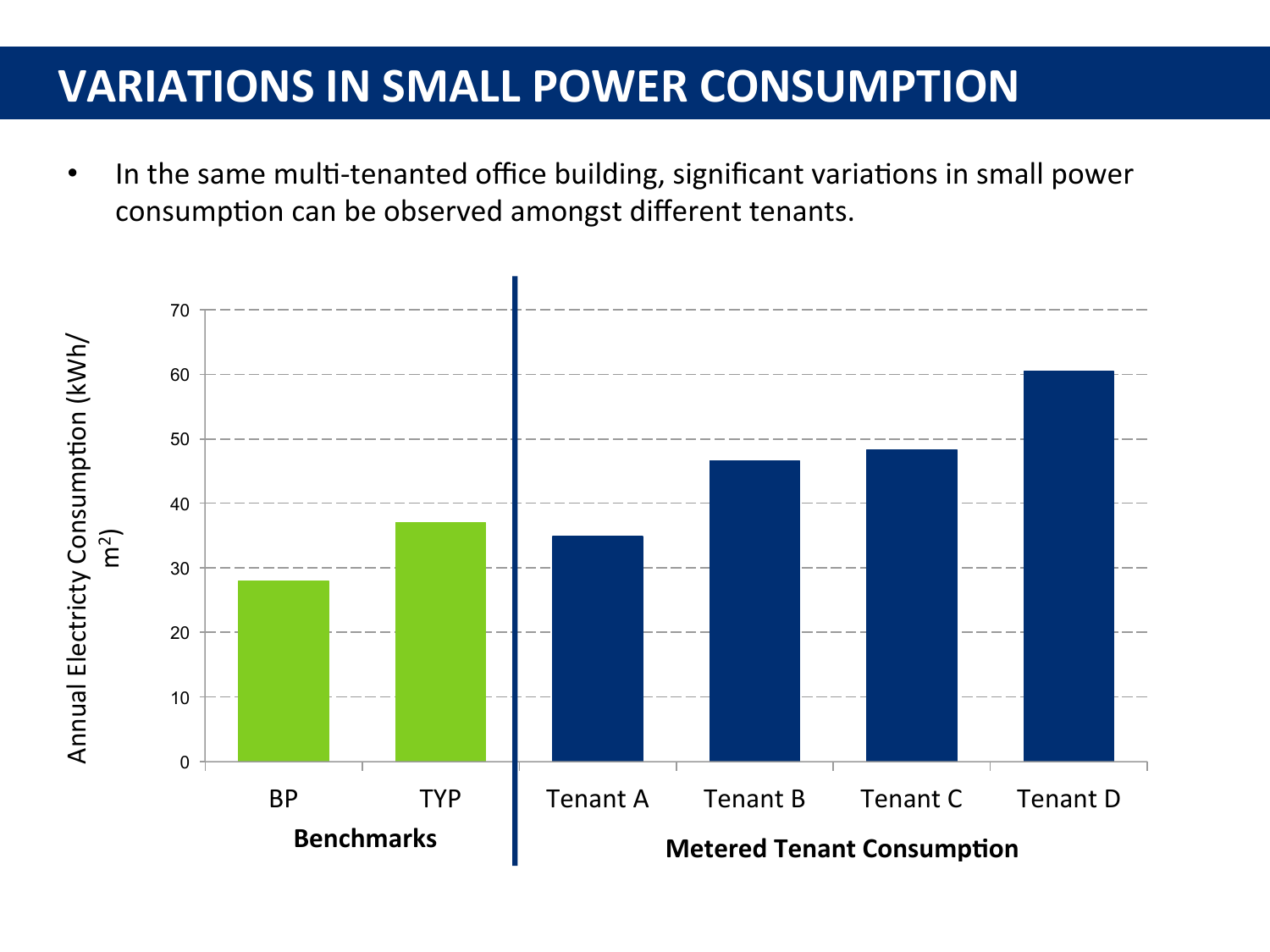# VARIATIONS IN SMALL POWER CONSUMPTION

- In the same multi-tenanted office building, significant variations in small power consumption can be observed amongst different tenants.

Annual Electricty Consumption (kWh/m$^2$)

| | Benchmarks | | Metered Tenant Consumption | | | |
|---|---|---|---|---|---|---|
| | BP | TYP | Tenant A | Tenant B | Tenant C | Tenant D |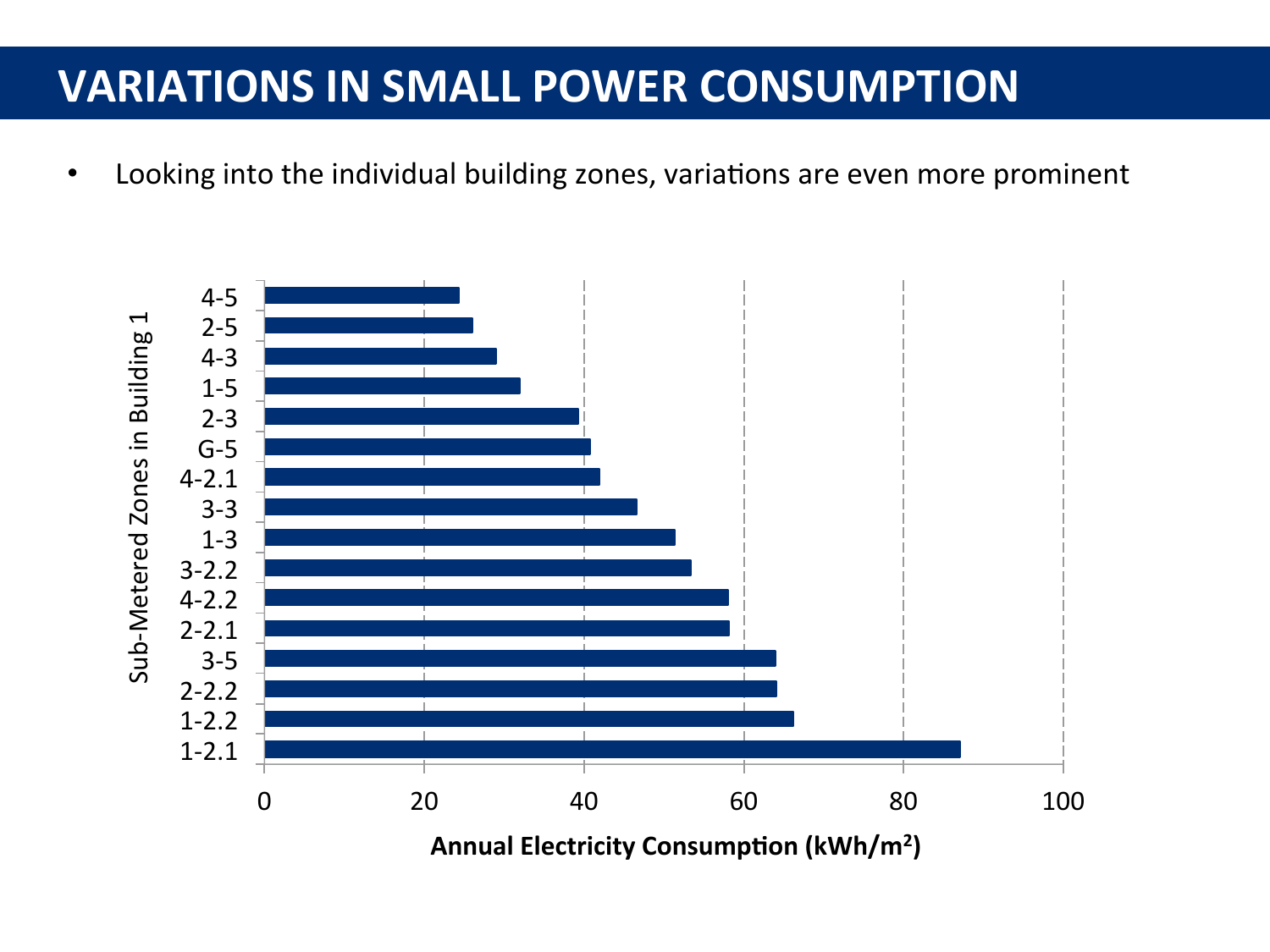# VARIATIONS IN SMALL POWER CONSUMPTION

- Looking into the individual building zones, variations are even more prominent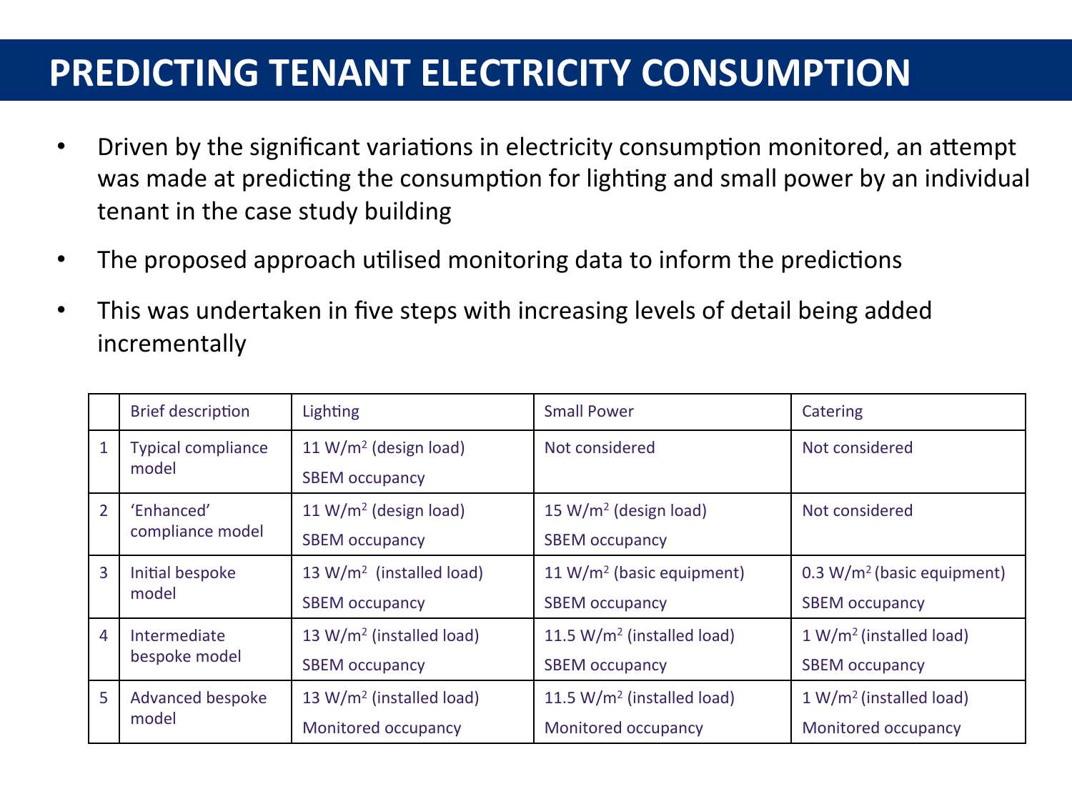# PREDICTING TENANT ELECTRICITY CONSUMPTION

- Driven by the significant variations in electricity consumption monitored, an attempt was made at predicting the consumption for lighting and small power by an individual tenant in the case study building
- The proposed approach utilised monitoring data to inform the predictions
- This was undertaken in five steps with increasing levels of detail being added incrementally

| | Brief description | Lighting | Small Power | Catering |
|---|---|---|---|---|
| 1 | Typical compliance model | 11 $W/m^2$ (design load) SBEM occupancy | Not considered | Not considered |
| 2 | 'Enhanced' compliance model | 11 $W/m^2$ (design load) SBEM occupancy | 15 $W/m^2$ (design load) SBEM occupancy | Not considered |
| 3 | Initial bespoke model | 13 $W/m^2$ (installed load) SBEM occupancy | 11 $W/m^2$ (basic equipment) SBEM occupancy | 0.3 $W/m^2$ (basic equipment) SBEM occupancy |
| 4 | Intermediate bespoke model | 13 $W/m^2$ (installed load) SBEM occupancy | 11.5 $W/m^2$ (installed load) SBEM occupancy | 1 $W/m^2$ (installed load) SBEM occupancy |
| 5 | Advanced bespoke model | 13 $W/m^2$ (installed load) Monitored occupancy | 11.5 $W/m^2$ (installed load) Monitored occupancy | 1 $W/m^2$ (installed load) Monitored occupancy |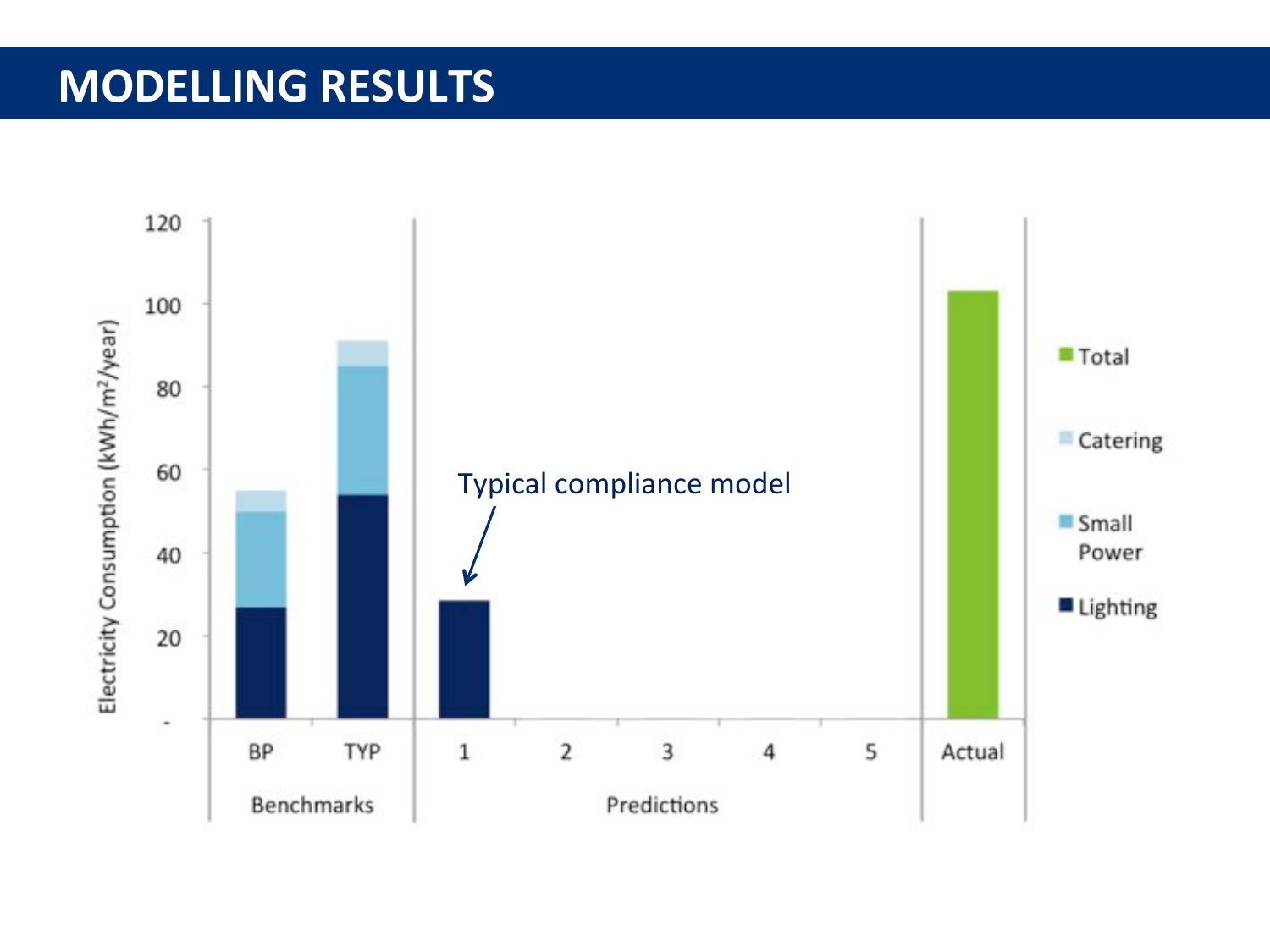# MODELLING RESULTS

Typical compliance model

| | Lighting | Small Power | Catering | Total |
|---|---|---|---|---|
| **Benchmarks** | | | | |
| BP | ~27 | ~23 | ~5 | |
| TYP | ~54 | ~31 | ~6 | |
| **Predictions** | | | | |
| 1 | ~28 | | | |
| 2 | | | | |
| 3 | | | | |
| 4 | | | | |
| 5 | | | | |
| **Actual** | | | | ~103 |

Electricity Consumption (kWh/m²/year)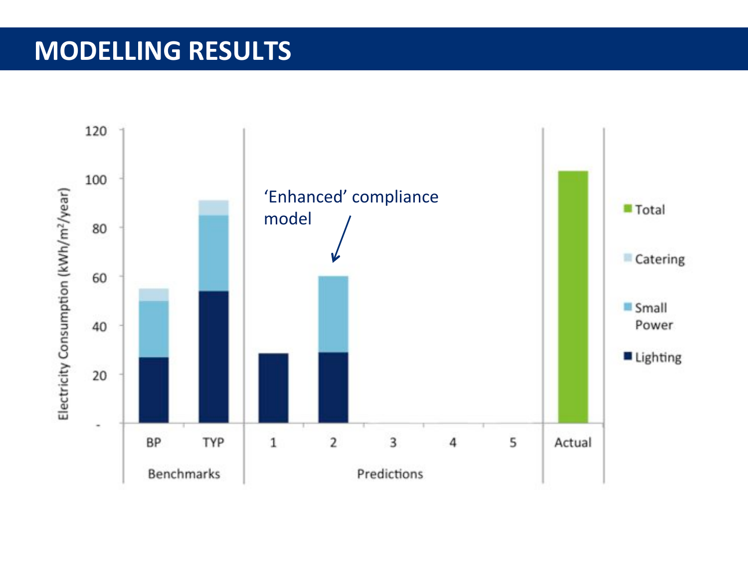# MODELLING RESULTS

Electricity Consumption (kWh/m$^2$/year)

120
100
80
60
40
20
-

BP TYP | 1 2 3 4 5 | Actual

Benchmarks | Predictions

'Enhanced' compliance model

Total
Catering
Small Power
Lighting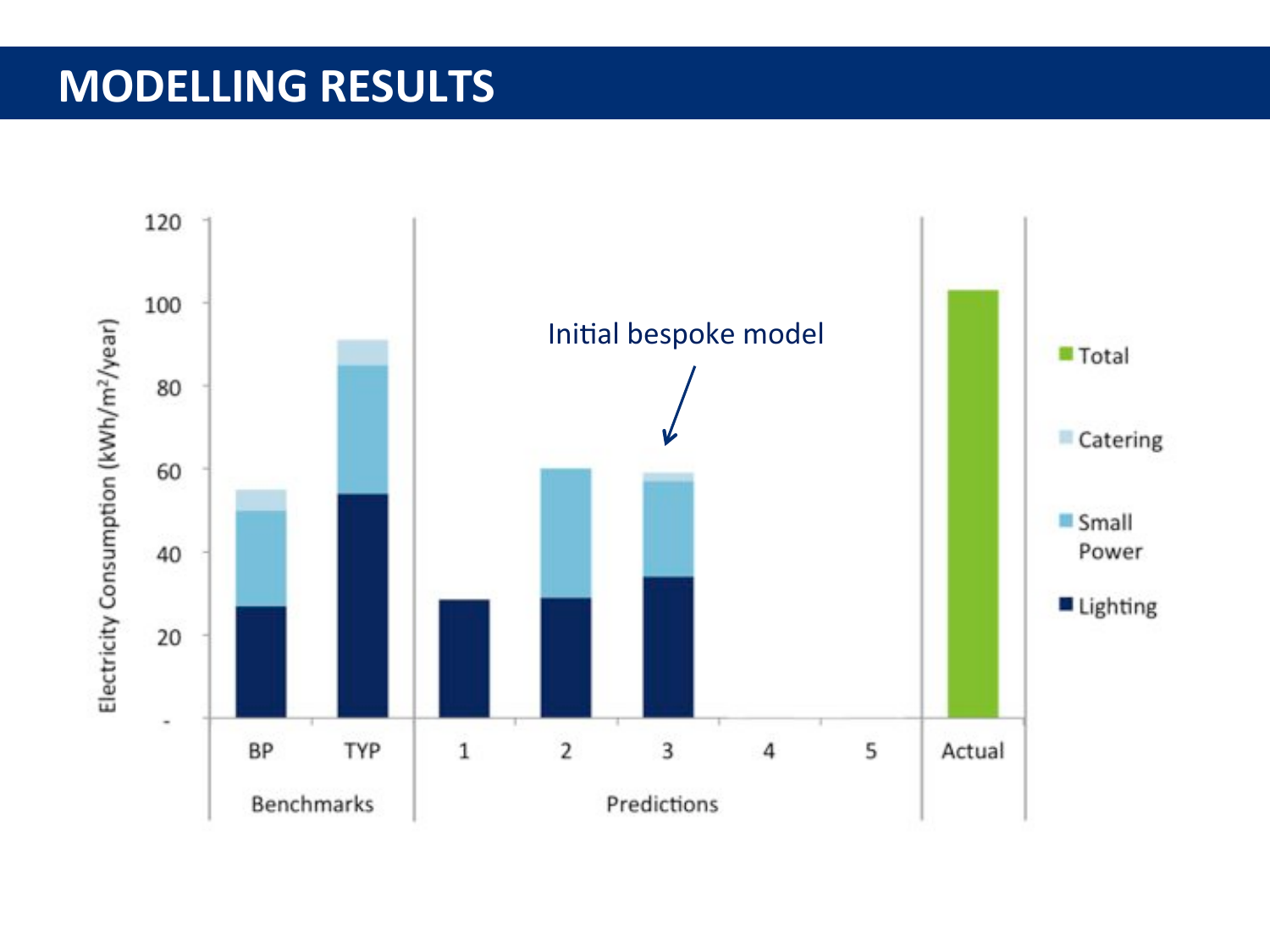# MODELLING RESULTS

Electricity Consumption (kWh/m²/year)

Initial bespoke model

Benchmarks: BP, TYP

Predictions: 1, 2, 3, 4, 5

Actual

Total

Catering

Small Power

Lighting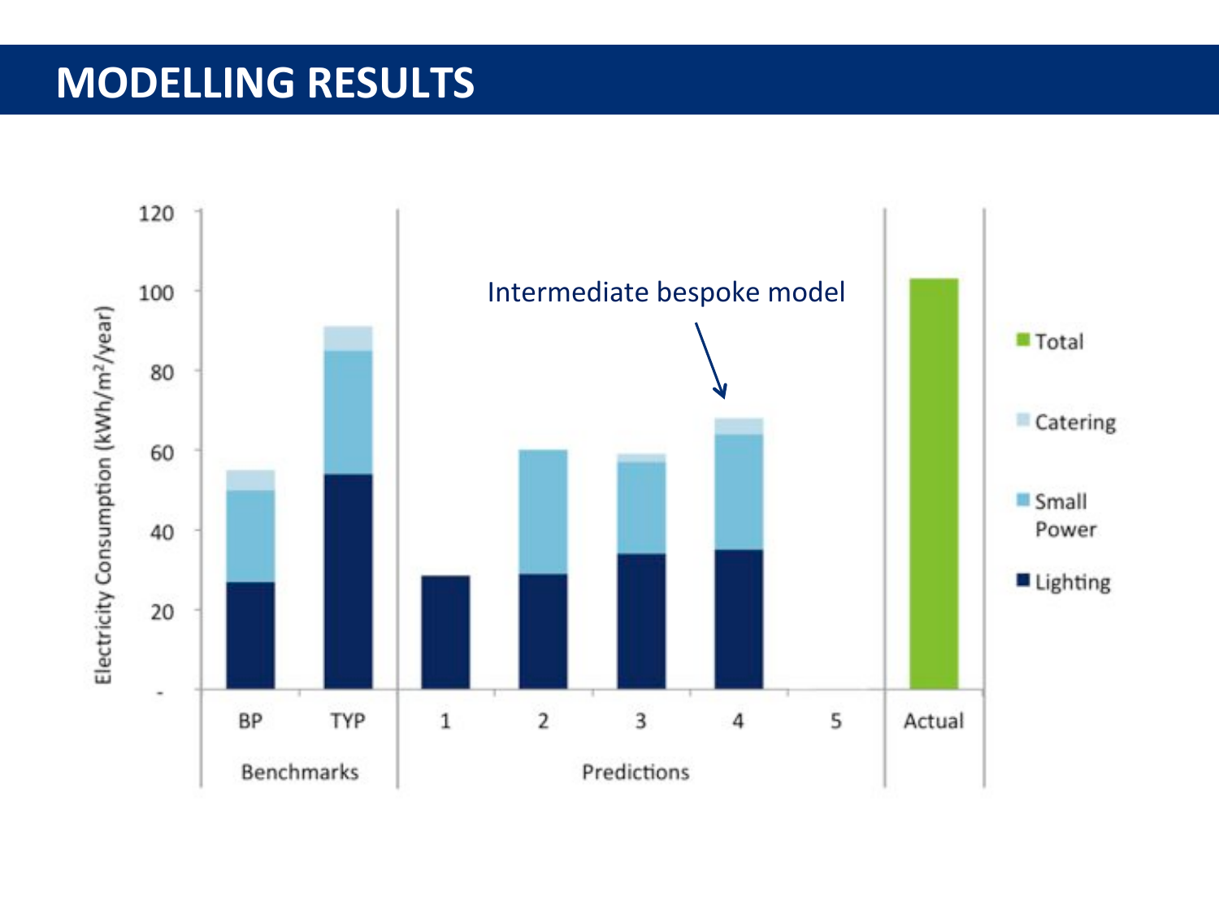# MODELLING RESULTS

Intermediate bespoke model

Electricity Consumption (kWh/m²/year)

120

100

80

60

40

20

-

BP

TYP

Benchmarks

1

2

3

4

5

Predictions

Actual

Total

Catering

Small Power

Lighting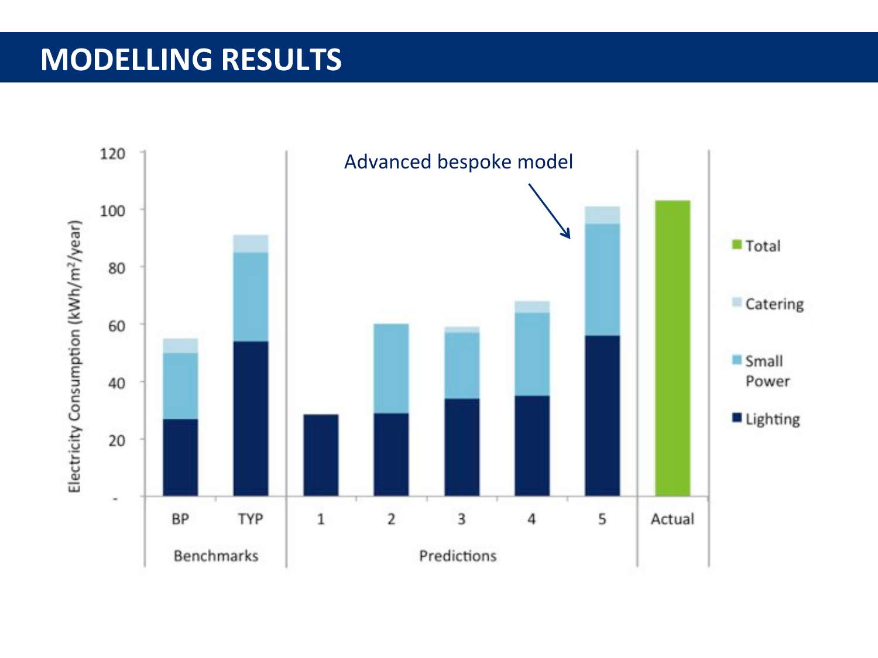# MODELLING RESULTS

Advanced bespoke model

| | Benchmarks | | Predictions | | | | | Actual |
|---|---|---|---|---|---|---|---|---|
| | BP | TYP | 1 | 2 | 3 | 4 | 5 | Actual |

Electricity Consumption (kWh/m²/year)

Total, Catering, Small Power, Lighting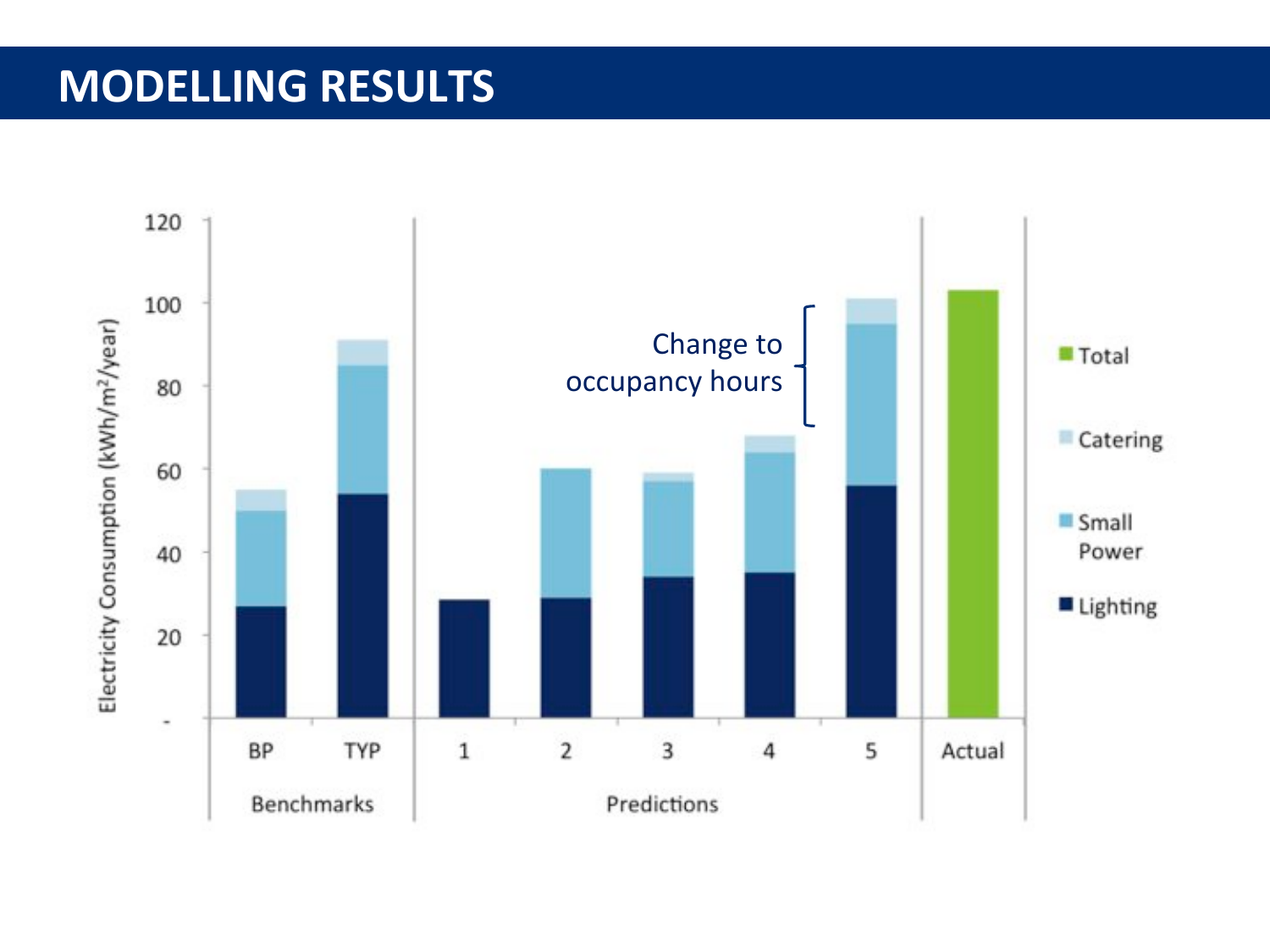# MODELLING RESULTS

| | Lighting | Small Power | Catering | Total |
|---|---|---|---|---|
| BP (Benchmarks) | 27 | 23 | 5 | |
| TYP (Benchmarks) | 54 | 31 | 6 | |
| 1 (Predictions) | 28 | | | |
| 2 (Predictions) | 29 | 31 | | |
| 3 (Predictions) | 34 | 23 | 2 | |
| 4 (Predictions) | 35 | 29 | 4 | |
| 5 (Predictions) | 56 | 39 | 6 | |
| Actual | | | | 103 |

Electricity Consumption (kWh/m²/year)

Change to occupancy hours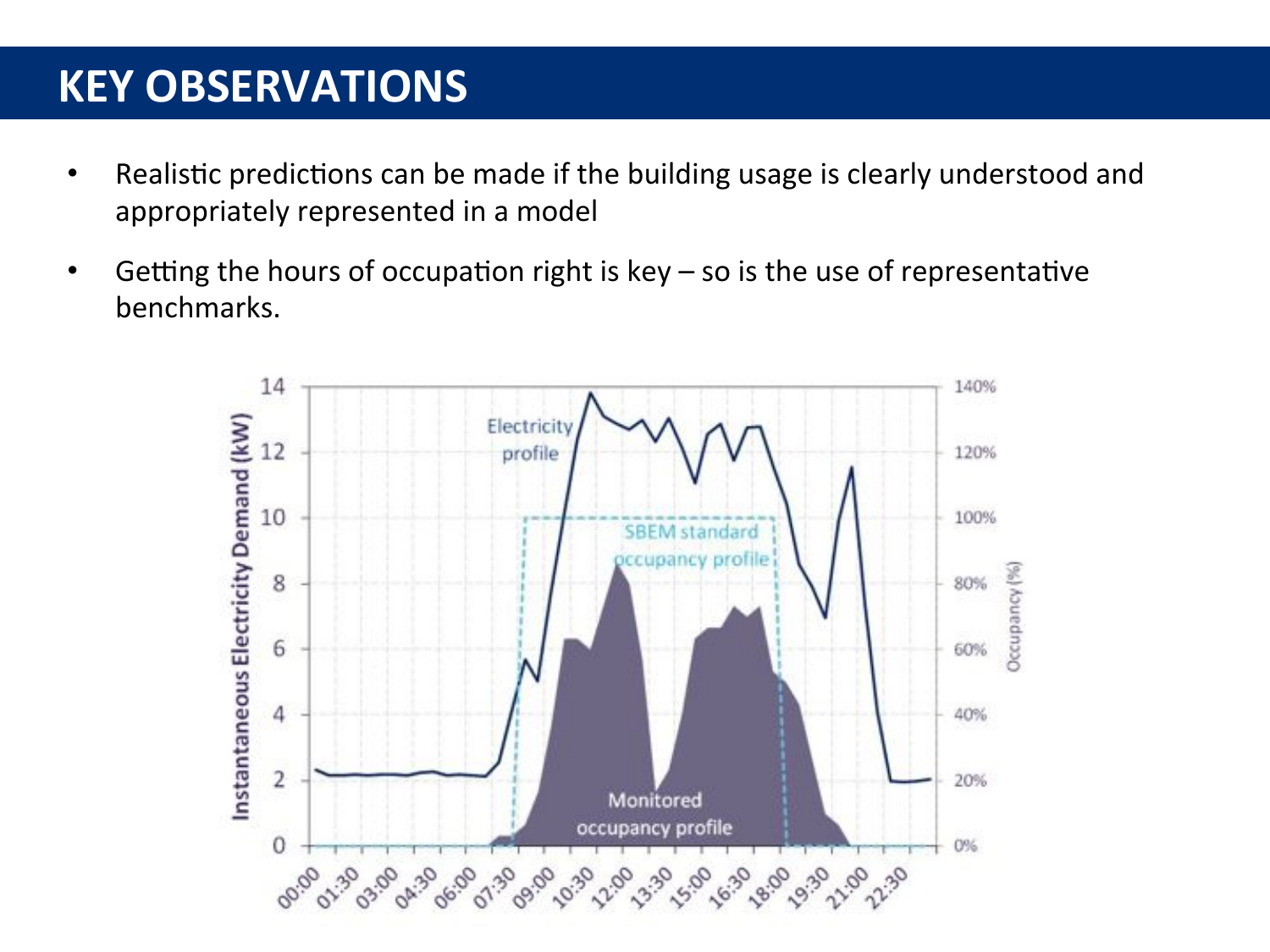# KEY OBSERVATIONS

- Realistic predictions can be made if the building usage is clearly understood and appropriately represented in a model
- Getting the hours of occupation right is key – so is the use of representative benchmarks.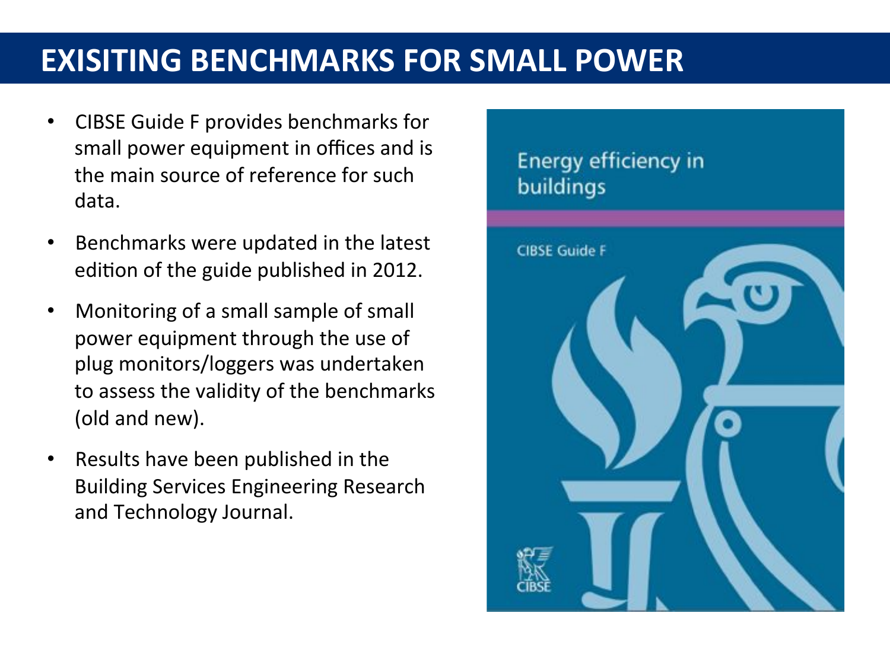# EXISITING BENCHMARKS FOR SMALL POWER

- CIBSE Guide F provides benchmarks for small power equipment in offices and is the main source of reference for such data.
- Benchmarks were updated in the latest edition of the guide published in 2012.
- Monitoring of a small sample of small power equipment through the use of plug monitors/loggers was undertaken to assess the validity of the benchmarks (old and new).
- Results have been published in the Building Services Engineering Research and Technology Journal.

Energy efficiency in buildings

CIBSE Guide F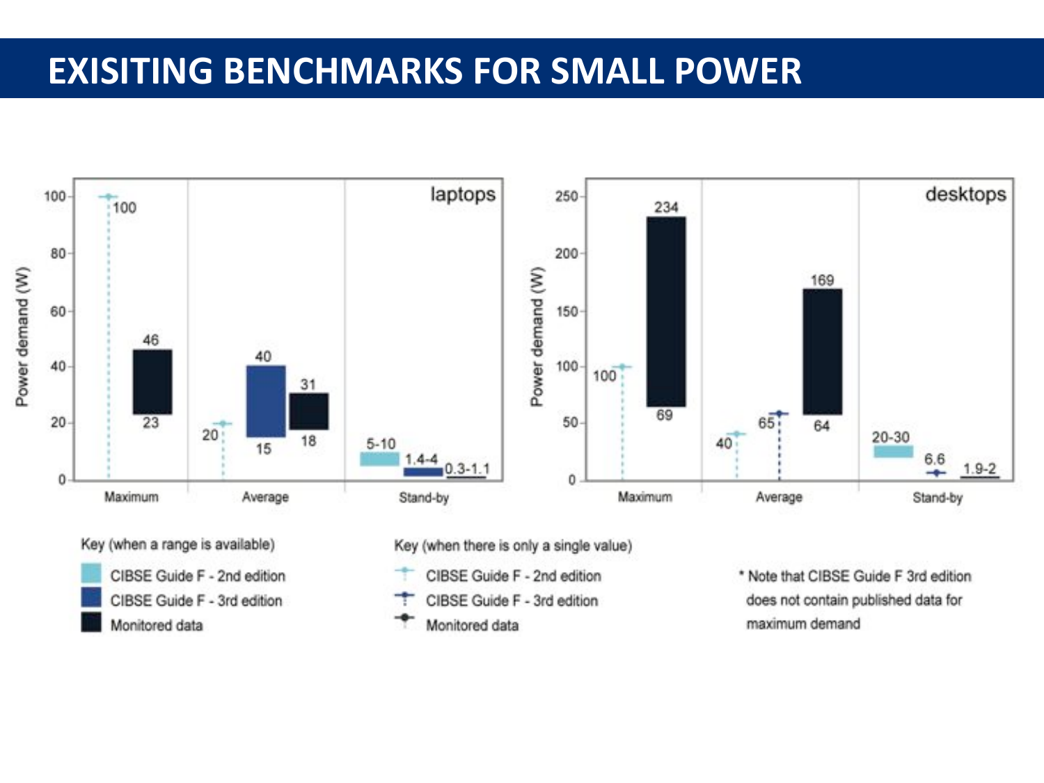# EXISITING BENCHMARKS FOR SMALL POWER

**laptops** (Power demand (W))

| | CIBSE Guide F - 2nd edition | CIBSE Guide F - 3rd edition | Monitored data |
|---|---|---|---|
| Maximum | 100 | | 23–46 |
| Average | 20 | 15–40 | 18–31 |
| Stand-by | 5-10 | 1.4-4 | 0.3-1.1 |

**desktops** (Power demand (W))

| | CIBSE Guide F - 2nd edition | CIBSE Guide F - 3rd edition | Monitored data |
|---|---|---|---|
| Maximum | 100 | | 69–234 |
| Average | 40 | 65 | 64–169 |
| Stand-by | 20-30 | 6.6 | 1.9-2 |

Key (when a range is available)

- CIBSE Guide F - 2nd edition
- CIBSE Guide F - 3rd edition
- Monitored data

Key (when there is only a single value)

- CIBSE Guide F - 2nd edition
- CIBSE Guide F - 3rd edition
- Monitored data

\* Note that CIBSE Guide F 3rd edition does not contain published data for maximum demand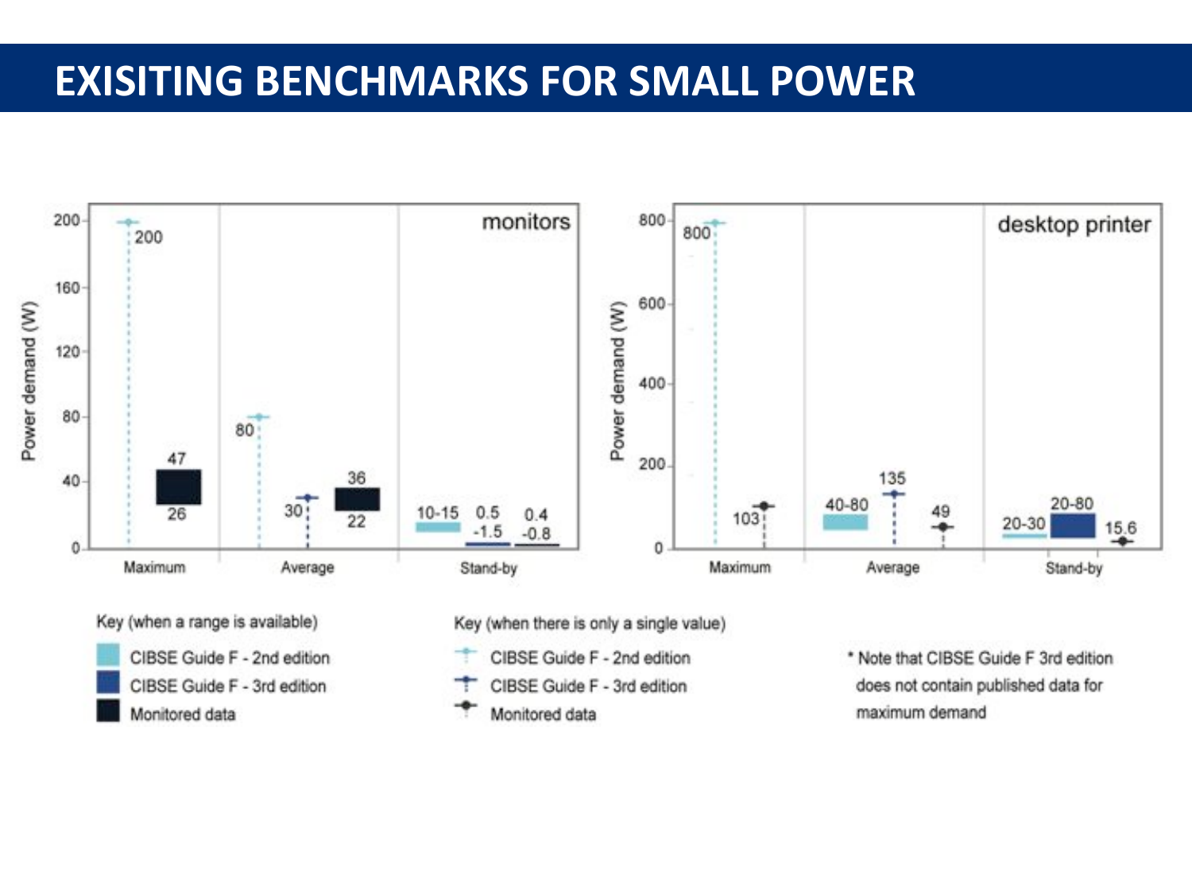# EXISITING BENCHMARKS FOR SMALL POWER

**monitors**

Power demand (W)

| | Maximum | Average | Stand-by |
|---|---|---|---|
| CIBSE Guide F - 2nd edition | 200 | 80 | 10-15 |
| CIBSE Guide F - 3rd edition | | 30 | 0.5 - 1.5 |
| Monitored data | 26 - 47 | 22 - 36 | 0.4 - 0.8 |

**desktop printer**

Power demand (W)

| | Maximum | Average | Stand-by |
|---|---|---|---|
| CIBSE Guide F - 2nd edition | 800 | 40-80 | 20-30 |
| CIBSE Guide F - 3rd edition | | 135 | 20-80 |
| Monitored data | 103 | 49 | 15.6 |

Key (when a range is available)

- CIBSE Guide F - 2nd edition
- CIBSE Guide F - 3rd edition
- Monitored data

Key (when there is only a single value)

- CIBSE Guide F - 2nd edition
- CIBSE Guide F - 3rd edition
- Monitored data

* Note that CIBSE Guide F 3rd edition does not contain published data for maximum demand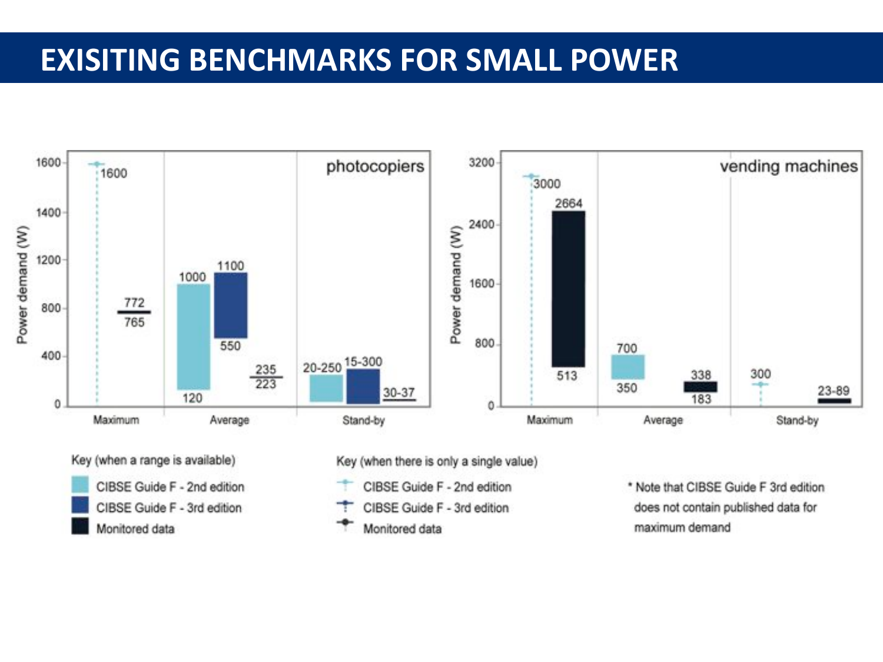# EXISITING BENCHMARKS FOR SMALL POWER

**photocopiers** — Power demand (W)

| | Maximum | Average | Stand-by |
|---|---|---|---|
| CIBSE Guide F - 2nd edition | 1600 | 120–1000 | 20-250 |
| CIBSE Guide F - 3rd edition | | 550–1100 | 15-300 |
| Monitored data | 765–772 | 223–235 | 30-37 |

**vending machines** — Power demand (W)

| | Maximum | Average | Stand-by |
|---|---|---|---|
| CIBSE Guide F - 2nd edition | 3000 | 350–700 | 300 |
| Monitored data | 513–2664 | 183–338 | 23-89 |

Key (when a range is available)

- CIBSE Guide F - 2nd edition
- CIBSE Guide F - 3rd edition
- Monitored data

Key (when there is only a single value)

- CIBSE Guide F - 2nd edition
- CIBSE Guide F - 3rd edition
- Monitored data

\* Note that CIBSE Guide F 3rd edition does not contain published data for maximum demand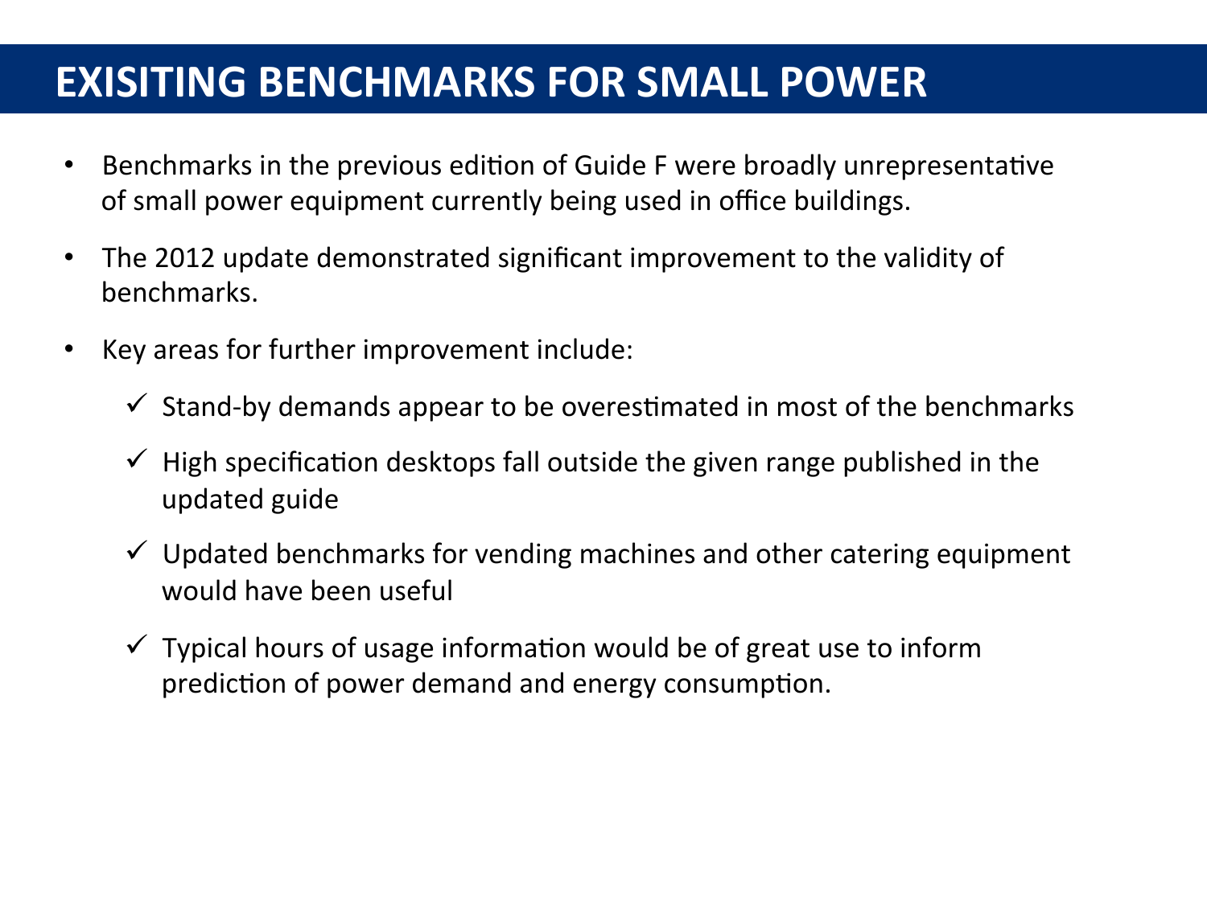# EXISITING BENCHMARKS FOR SMALL POWER

- Benchmarks in the previous edition of Guide F were broadly unrepresentative of small power equipment currently being used in office buildings.
- The 2012 update demonstrated significant improvement to the validity of benchmarks.
- Key areas for further improvement include:
  - ✓ Stand-by demands appear to be overestimated in most of the benchmarks
  - ✓ High specification desktops fall outside the given range published in the updated guide
  - ✓ Updated benchmarks for vending machines and other catering equipment would have been useful
  - ✓ Typical hours of usage information would be of great use to inform prediction of power demand and energy consumption.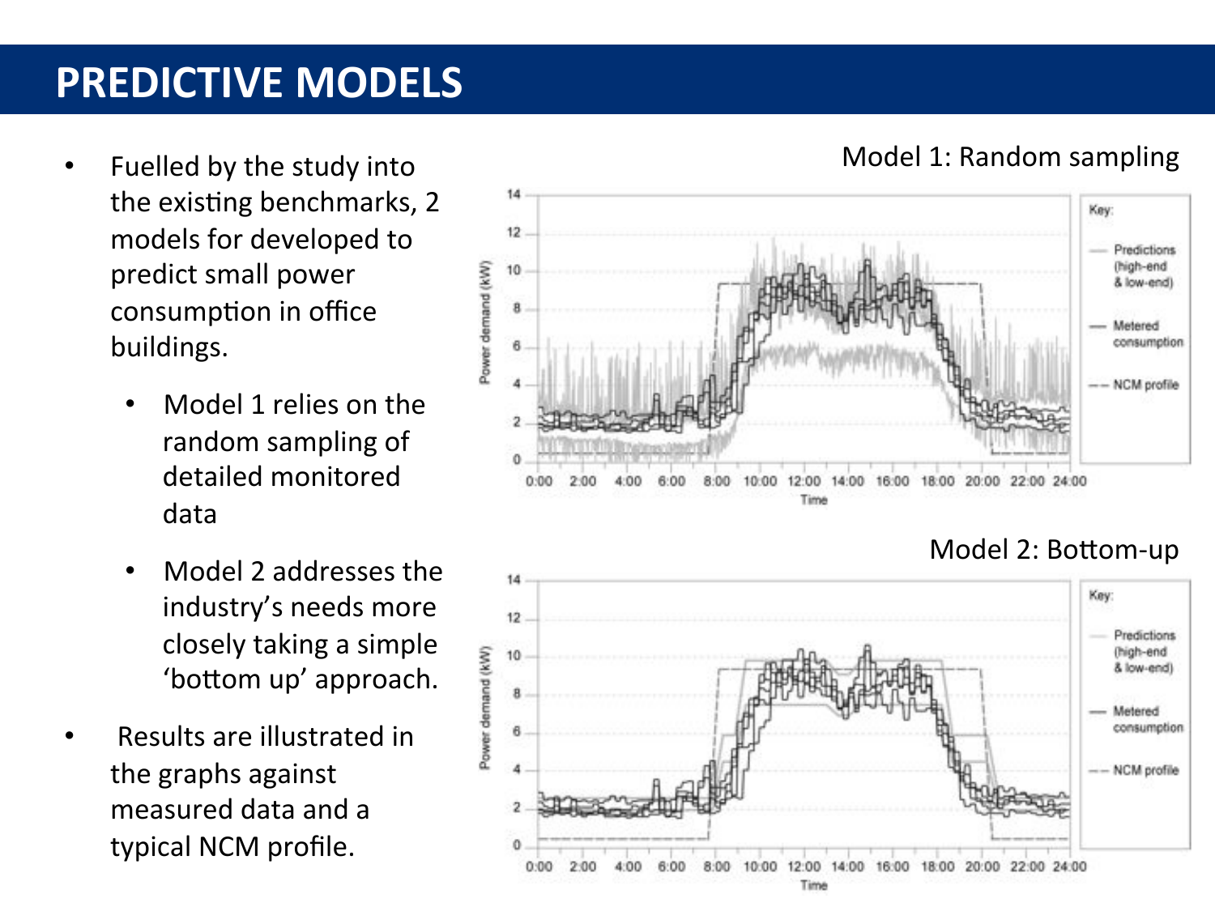# PREDICTIVE MODELS

- Fuelled by the study into the existing benchmarks, 2 models for developed to predict small power consumption in office buildings.
  - Model 1 relies on the random sampling of detailed monitored data
  - Model 2 addresses the industry's needs more closely taking a simple 'bottom up' approach.
- Results are illustrated in the graphs against measured data and a typical NCM profile.

Model 1: Random sampling

Model 2: Bottom-up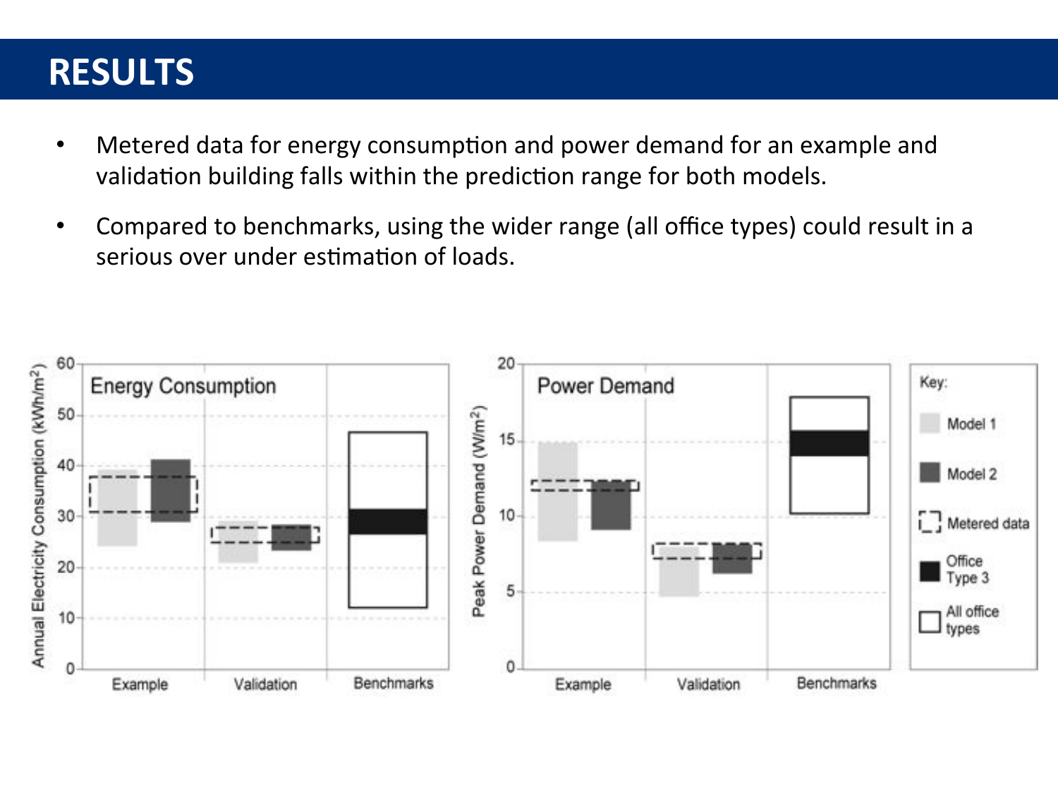# RESULTS

- Metered data for energy consumption and power demand for an example and validation building falls within the prediction range for both models.
- Compared to benchmarks, using the wider range (all office types) could result in a serious over under estimation of loads.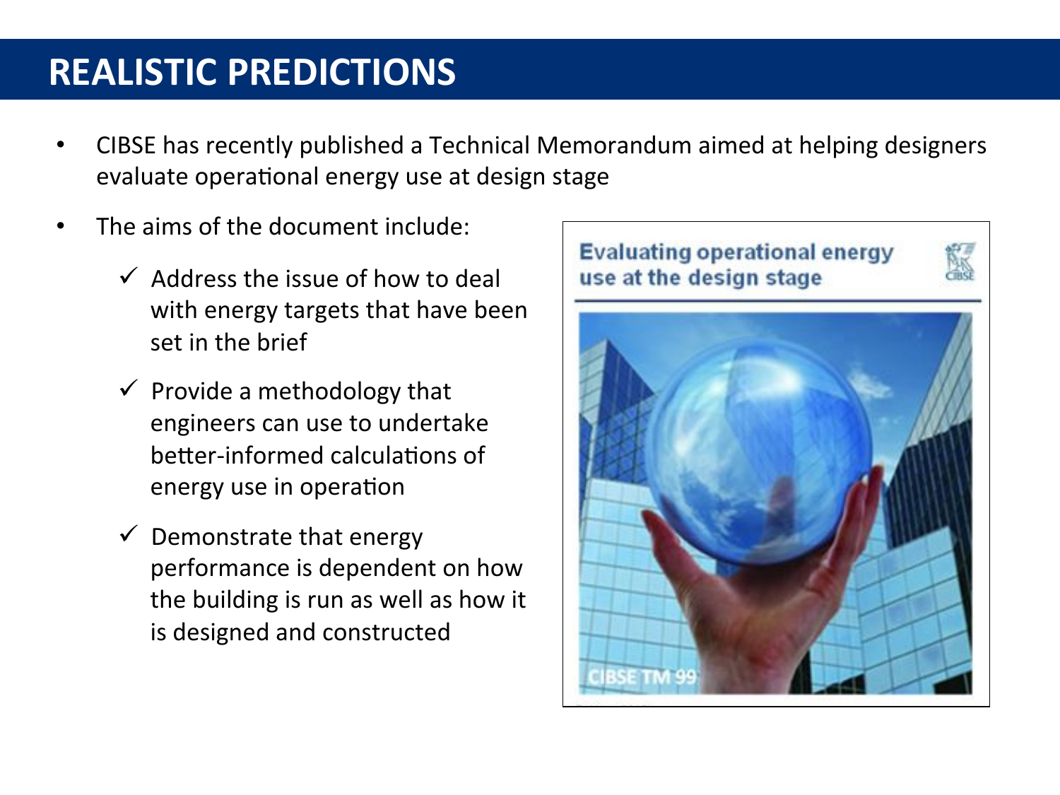# REALISTIC PREDICTIONS

- CIBSE has recently published a Technical Memorandum aimed at helping designers evaluate operational energy use at design stage
- The aims of the document include:
  - ✓ Address the issue of how to deal with energy targets that have been set in the brief
  - ✓ Provide a methodology that engineers can use to undertake better-informed calculations of energy use in operation
  - ✓ Demonstrate that energy performance is dependent on how the building is run as well as how it is designed and constructed

Evaluating operational energy use at the design stage

CIBSE TM 99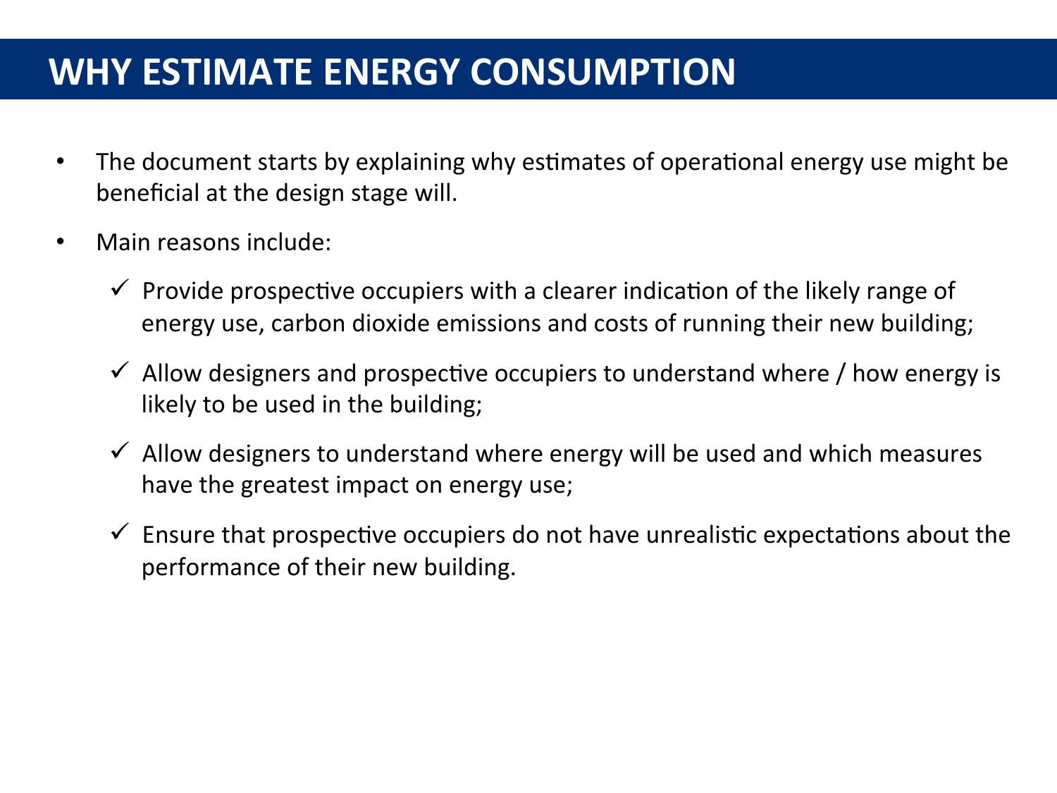# WHY ESTIMATE ENERGY CONSUMPTION

- The document starts by explaining why estimates of operational energy use might be beneficial at the design stage will.
- Main reasons include:
  - ✓ Provide prospective occupiers with a clearer indication of the likely range of energy use, carbon dioxide emissions and costs of running their new building;
  - ✓ Allow designers and prospective occupiers to understand where / how energy is likely to be used in the building;
  - ✓ Allow designers to understand where energy will be used and which measures have the greatest impact on energy use;
  - ✓ Ensure that prospective occupiers do not have unrealistic expectations about the performance of their new building.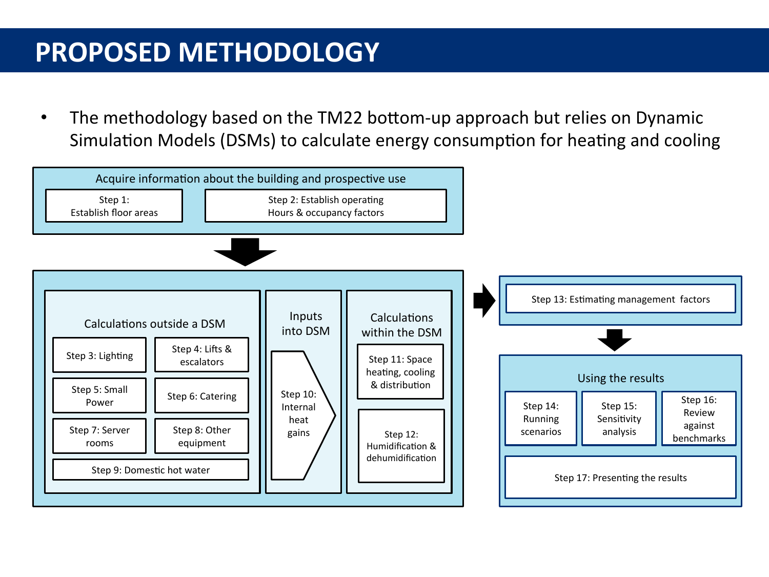# PROPOSED METHODOLOGY

- The methodology based on the TM22 bottom-up approach but relies on Dynamic Simulation Models (DSMs) to calculate energy consumption for heating and cooling

**Acquire information about the building and prospective use**

- Step 1: Establish floor areas
- Step 2: Establish operating Hours & occupancy factors

**Calculations outside a DSM**

- Step 3: Lighting
- Step 4: Lifts & escalators
- Step 5: Small Power
- Step 6: Catering
- Step 7: Server rooms
- Step 8: Other equipment
- Step 9: Domestic hot water

**Inputs into DSM**

- Step 10: Internal heat gains

**Calculations within the DSM**

- Step 11: Space heating, cooling & distribution
- Step 12: Humidification & dehumidification

**Step 13: Estimating management factors**

**Using the results**

- Step 14: Running scenarios
- Step 15: Sensitivity analysis
- Step 16: Review against benchmarks
- Step 17: Presenting the results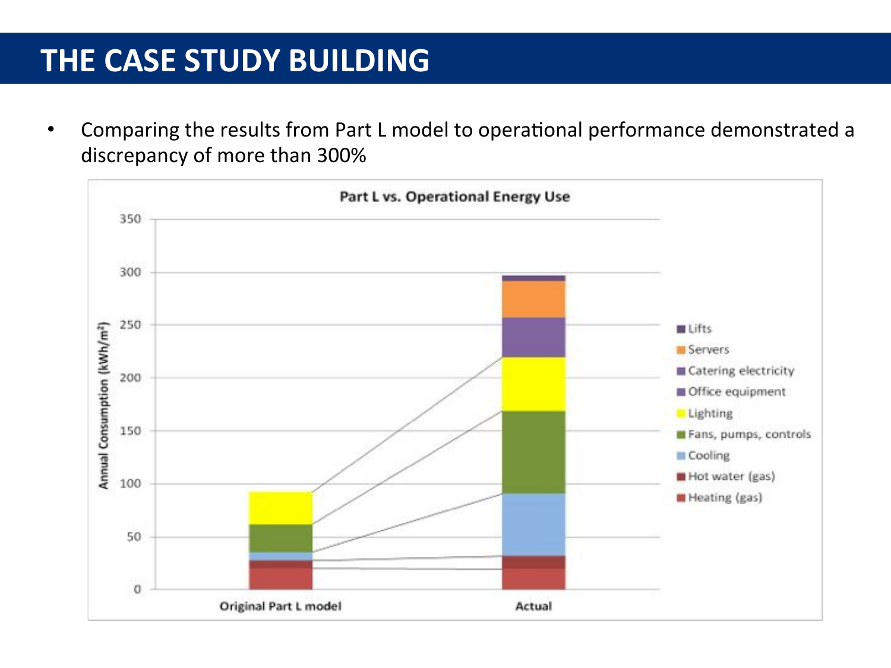# THE CASE STUDY BUILDING

- Comparing the results from Part L model to operational performance demonstrated a discrepancy of more than 300%

**Part L vs. Operational Energy Use**

Annual Consumption (kWh/m²)

Original Part L model | Actual

Legend: Lifts, Servers, Catering electricity, Office equipment, Lighting, Fans, pumps, controls, Cooling, Hot water (gas), Heating (gas)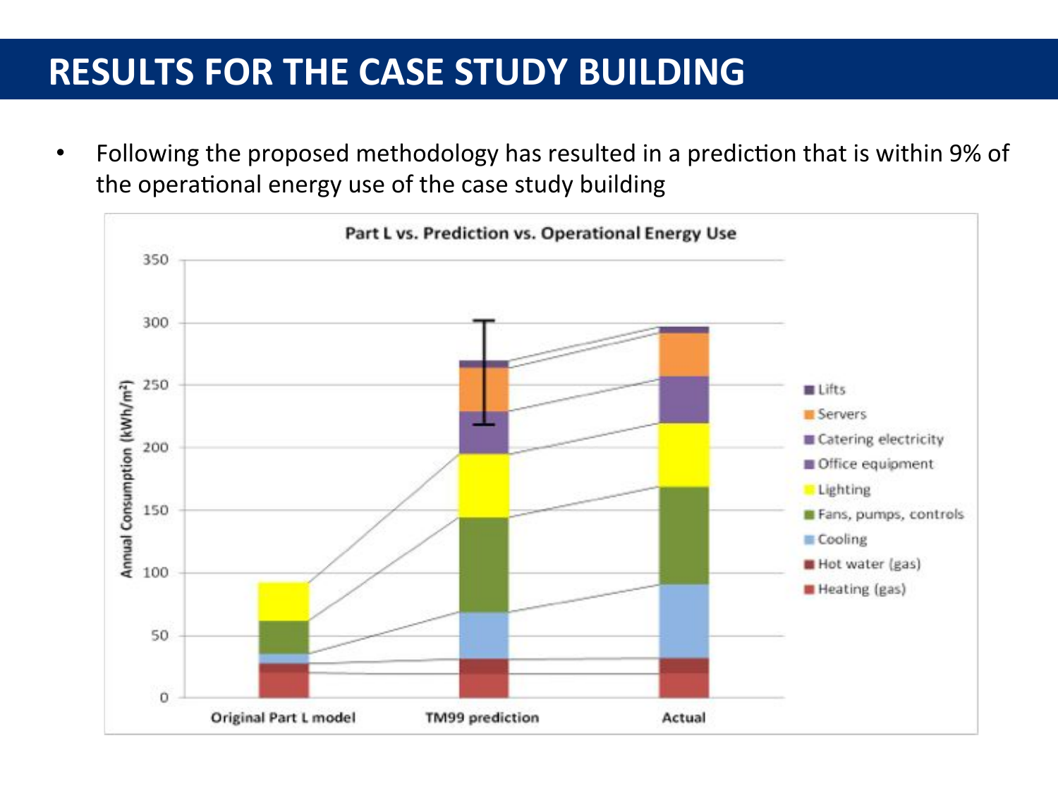# RESULTS FOR THE CASE STUDY BUILDING

- Following the proposed methodology has resulted in a prediction that is within 9% of the operational energy use of the case study building

**Part L vs. Prediction vs. Operational Energy Use**

Annual Consumption (kWh/m²)

Original Part L model | TM99 prediction | Actual

Lifts, Servers, Catering electricity, Office equipment, Lighting, Fans, pumps, controls, Cooling, Hot water (gas), Heating (gas)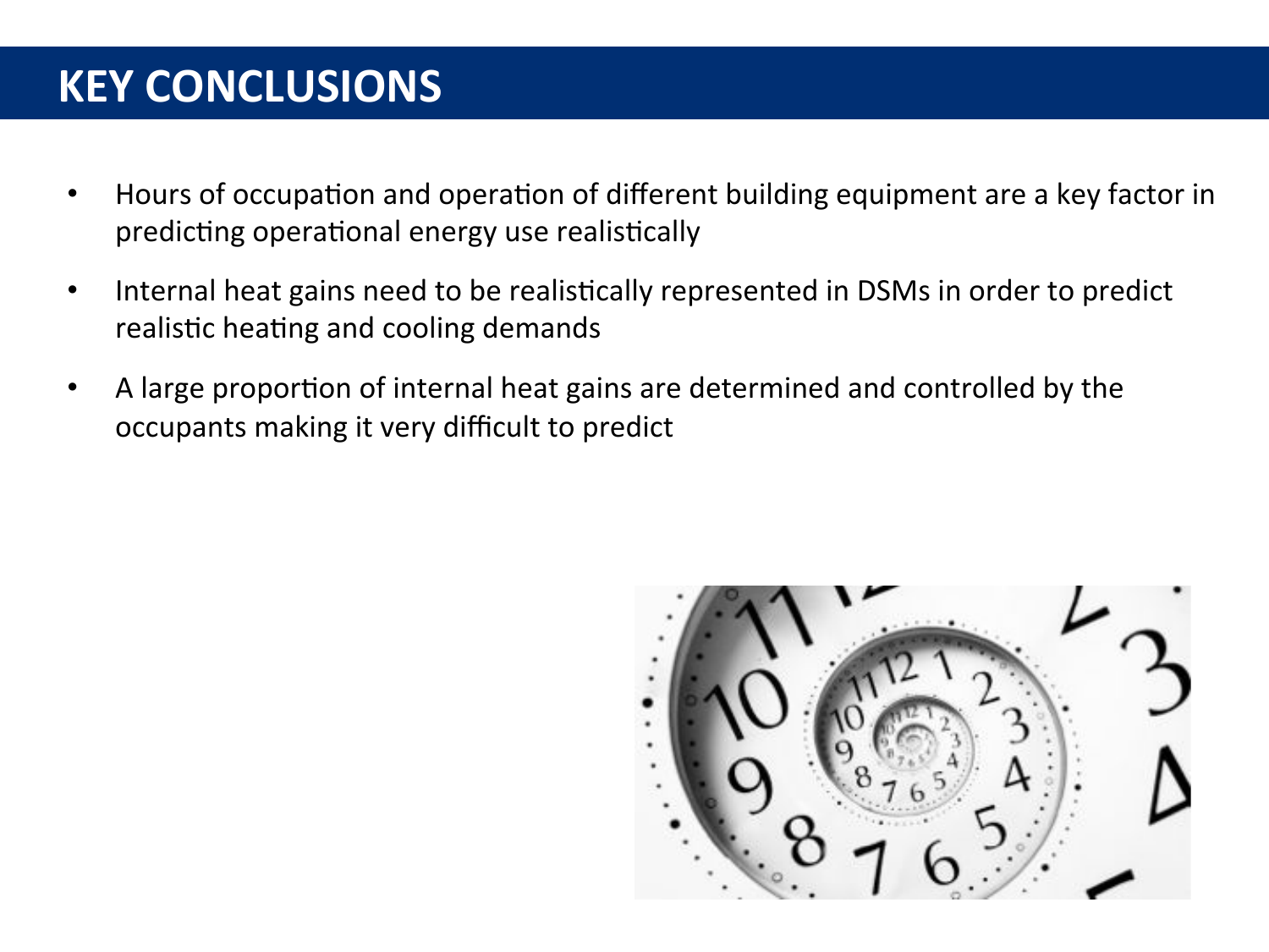# KEY CONCLUSIONS

- Hours of occupation and operation of different building equipment are a key factor in predicting operational energy use realistically
- Internal heat gains need to be realistically represented in DSMs in order to predict realistic heating and cooling demands
- A large proportion of internal heat gains are determined and controlled by the occupants making it very difficult to predict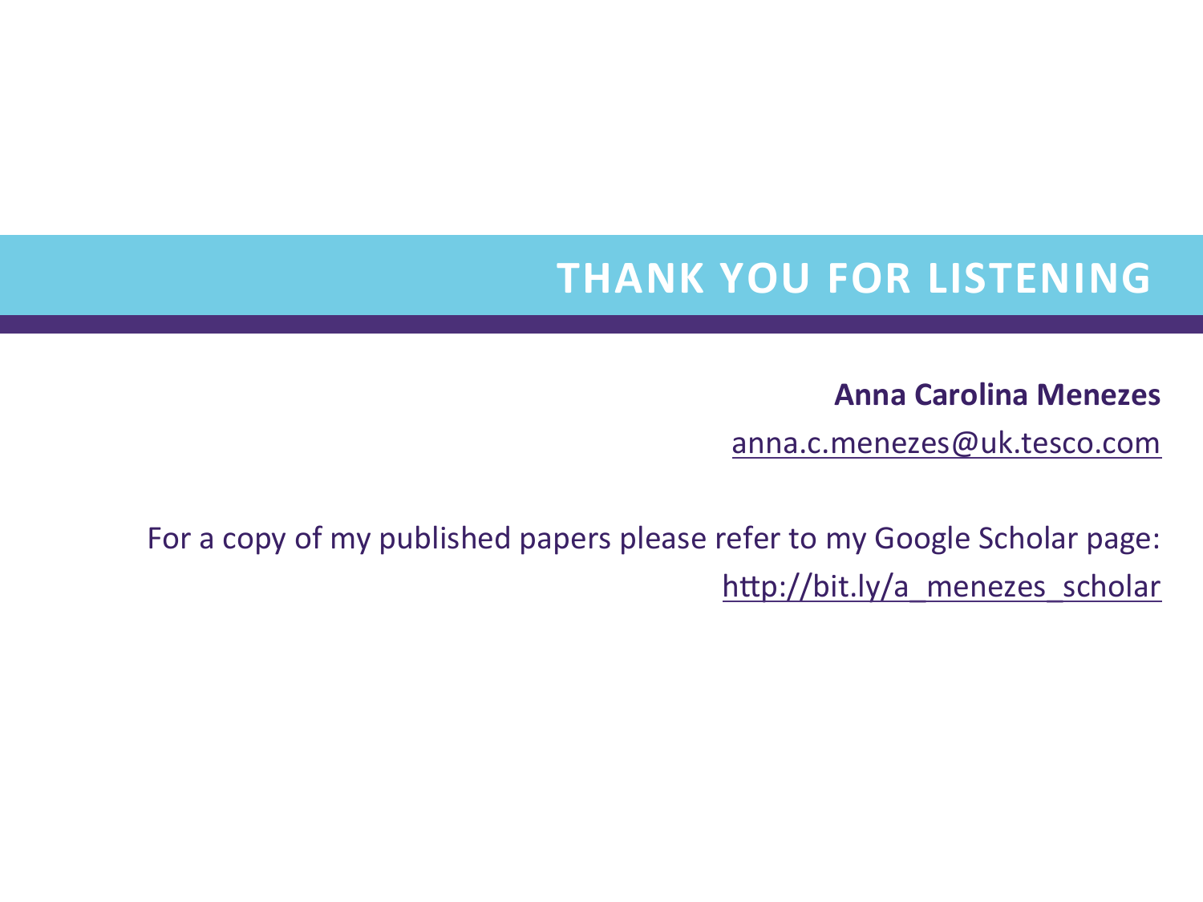# THANK YOU FOR LISTENING

**Anna Carolina Menezes**

anna.c.menezes@uk.tesco.com

For a copy of my published papers please refer to my Google Scholar page:

http://bit.ly/a_menezes_scholar